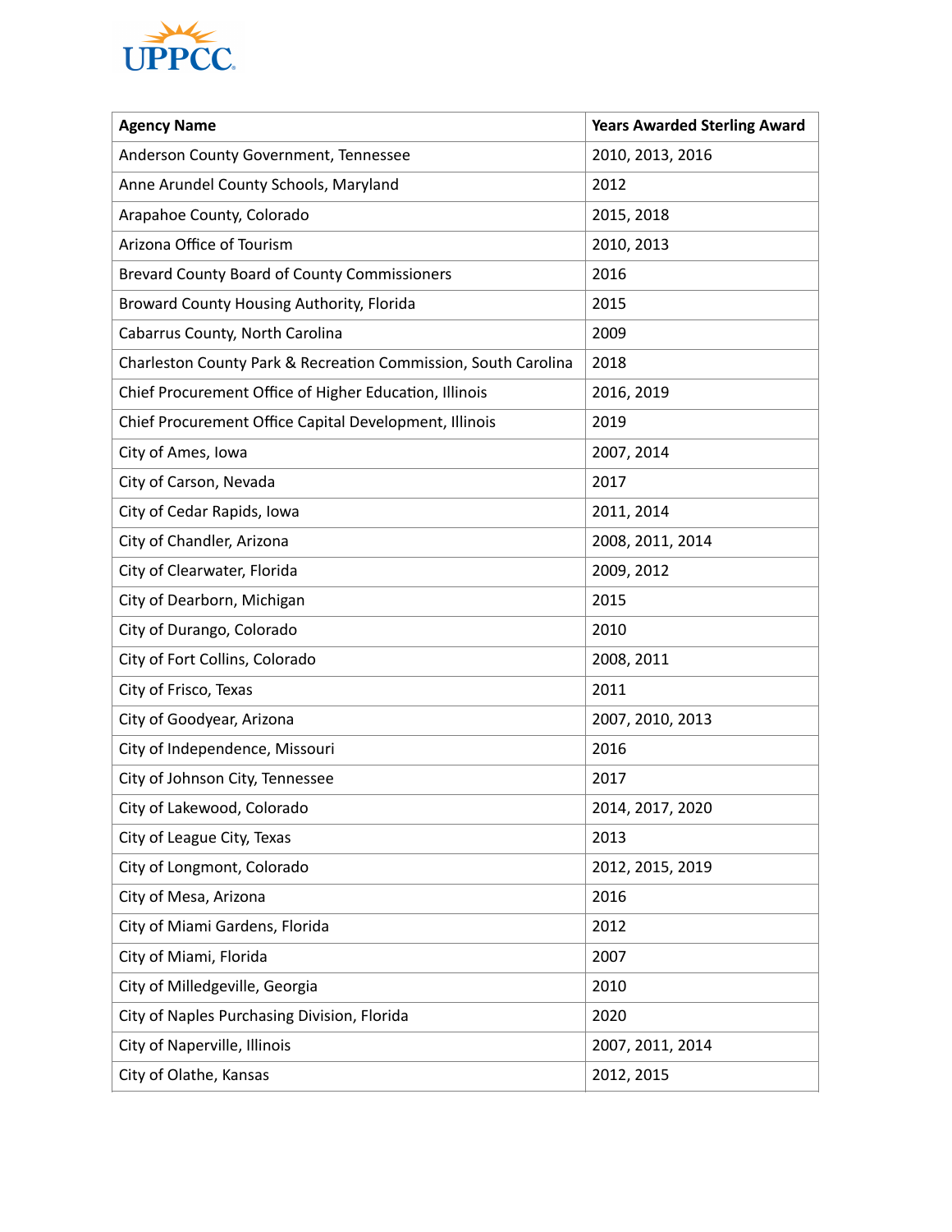UPPCC

| Agency Name | Years Awarded Sterling Award |
| --- | --- |
| Anderson County Government, Tennessee | 2010, 2013, 2016 |
| Anne Arundel County Schools, Maryland | 2012 |
| Arapahoe County, Colorado | 2015, 2018 |
| Arizona Office of Tourism | 2010, 2013 |
| Brevard County Board of County Commissioners | 2016 |
| Broward County Housing Authority, Florida | 2015 |
| Cabarrus County, North Carolina | 2009 |
| Charleston County Park & Recreation Commission, South Carolina | 2018 |
| Chief Procurement Office of Higher Education, Illinois | 2016, 2019 |
| Chief Procurement Office Capital Development, Illinois | 2019 |
| City of Ames, Iowa | 2007, 2014 |
| City of Carson, Nevada | 2017 |
| City of Cedar Rapids, Iowa | 2011, 2014 |
| City of Chandler, Arizona | 2008, 2011, 2014 |
| City of Clearwater, Florida | 2009, 2012 |
| City of Dearborn, Michigan | 2015 |
| City of Durango, Colorado | 2010 |
| City of Fort Collins, Colorado | 2008, 2011 |
| City of Frisco, Texas | 2011 |
| City of Goodyear, Arizona | 2007, 2010, 2013 |
| City of Independence, Missouri | 2016 |
| City of Johnson City, Tennessee | 2017 |
| City of Lakewood, Colorado | 2014, 2017, 2020 |
| City of League City, Texas | 2013 |
| City of Longmont, Colorado | 2012, 2015, 2019 |
| City of Mesa, Arizona | 2016 |
| City of Miami Gardens, Florida | 2012 |
| City of Miami, Florida | 2007 |
| City of Milledgeville, Georgia | 2010 |
| City of Naples Purchasing Division, Florida | 2020 |
| City of Naperville, Illinois | 2007, 2011, 2014 |
| City of Olathe, Kansas | 2012, 2015 |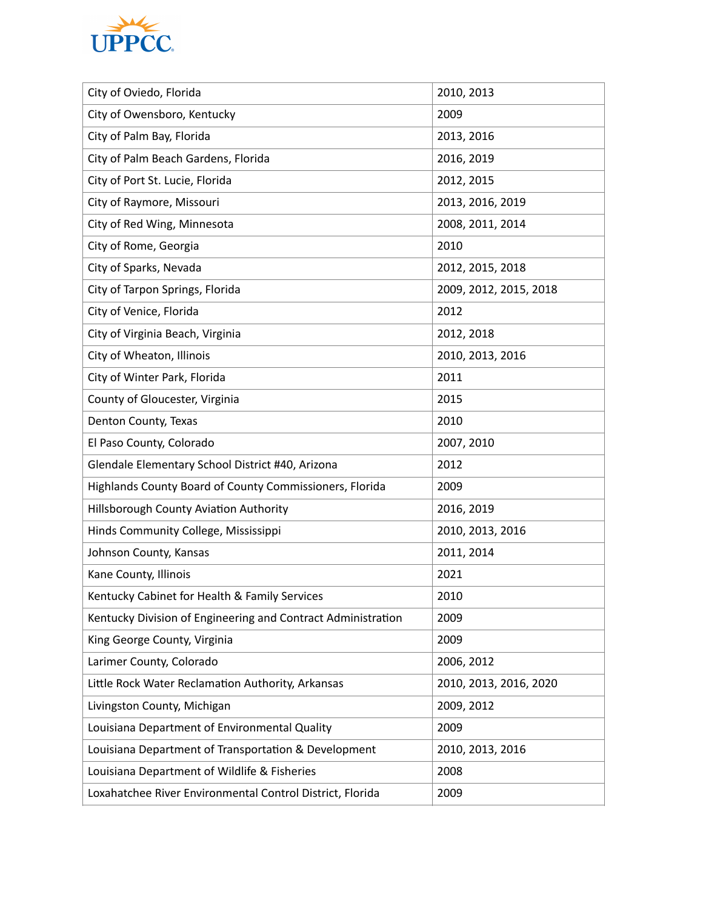| City of Oviedo, Florida | 2010, 2013 |
|---|---|
| City of Owensboro, Kentucky | 2009 |
| City of Palm Bay, Florida | 2013, 2016 |
| City of Palm Beach Gardens, Florida | 2016, 2019 |
| City of Port St. Lucie, Florida | 2012, 2015 |
| City of Raymore, Missouri | 2013, 2016, 2019 |
| City of Red Wing, Minnesota | 2008, 2011, 2014 |
| City of Rome, Georgia | 2010 |
| City of Sparks, Nevada | 2012, 2015, 2018 |
| City of Tarpon Springs, Florida | 2009, 2012, 2015, 2018 |
| City of Venice, Florida | 2012 |
| City of Virginia Beach, Virginia | 2012, 2018 |
| City of Wheaton, Illinois | 2010, 2013, 2016 |
| City of Winter Park, Florida | 2011 |
| County of Gloucester, Virginia | 2015 |
| Denton County, Texas | 2010 |
| El Paso County, Colorado | 2007, 2010 |
| Glendale Elementary School District #40, Arizona | 2012 |
| Highlands County Board of County Commissioners, Florida | 2009 |
| Hillsborough County Aviation Authority | 2016, 2019 |
| Hinds Community College, Mississippi | 2010, 2013, 2016 |
| Johnson County, Kansas | 2011, 2014 |
| Kane County, Illinois | 2021 |
| Kentucky Cabinet for Health & Family Services | 2010 |
| Kentucky Division of Engineering and Contract Administration | 2009 |
| King George County, Virginia | 2009 |
| Larimer County, Colorado | 2006, 2012 |
| Little Rock Water Reclamation Authority, Arkansas | 2010, 2013, 2016, 2020 |
| Livingston County, Michigan | 2009, 2012 |
| Louisiana Department of Environmental Quality | 2009 |
| Louisiana Department of Transportation & Development | 2010, 2013, 2016 |
| Louisiana Department of Wildlife & Fisheries | 2008 |
| Loxahatchee River Environmental Control District, Florida | 2009 |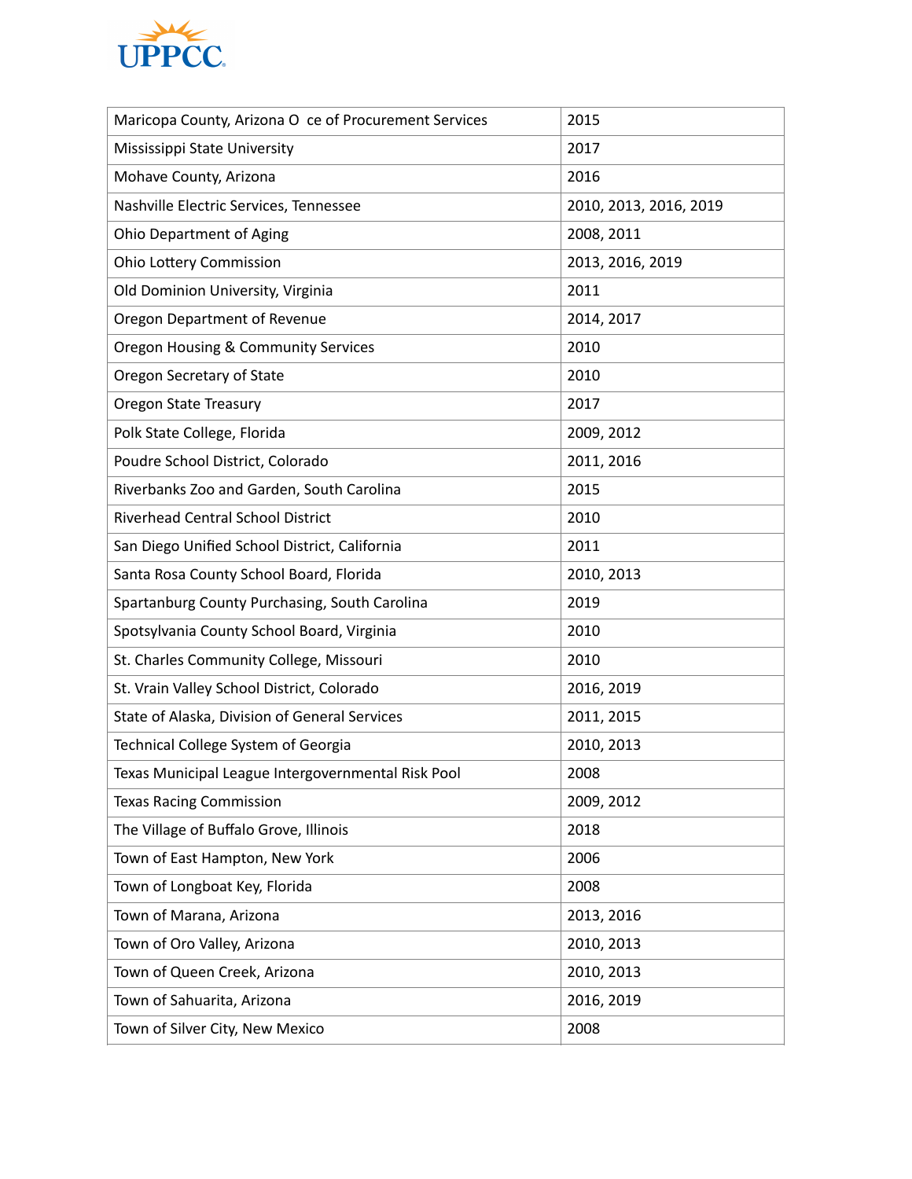| Maricopa County, Arizona O ce of Procurement Services | 2015 |
|---|---|
| Mississippi State University | 2017 |
| Mohave County, Arizona | 2016 |
| Nashville Electric Services, Tennessee | 2010, 2013, 2016, 2019 |
| Ohio Department of Aging | 2008, 2011 |
| Ohio Lottery Commission | 2013, 2016, 2019 |
| Old Dominion University, Virginia | 2011 |
| Oregon Department of Revenue | 2014, 2017 |
| Oregon Housing & Community Services | 2010 |
| Oregon Secretary of State | 2010 |
| Oregon State Treasury | 2017 |
| Polk State College, Florida | 2009, 2012 |
| Poudre School District, Colorado | 2011, 2016 |
| Riverbanks Zoo and Garden, South Carolina | 2015 |
| Riverhead Central School District | 2010 |
| San Diego Unified School District, California | 2011 |
| Santa Rosa County School Board, Florida | 2010, 2013 |
| Spartanburg County Purchasing, South Carolina | 2019 |
| Spotsylvania County School Board, Virginia | 2010 |
| St. Charles Community College, Missouri | 2010 |
| St. Vrain Valley School District, Colorado | 2016, 2019 |
| State of Alaska, Division of General Services | 2011, 2015 |
| Technical College System of Georgia | 2010, 2013 |
| Texas Municipal League Intergovernmental Risk Pool | 2008 |
| Texas Racing Commission | 2009, 2012 |
| The Village of Buffalo Grove, Illinois | 2018 |
| Town of East Hampton, New York | 2006 |
| Town of Longboat Key, Florida | 2008 |
| Town of Marana, Arizona | 2013, 2016 |
| Town of Oro Valley, Arizona | 2010, 2013 |
| Town of Queen Creek, Arizona | 2010, 2013 |
| Town of Sahuarita, Arizona | 2016, 2019 |
| Town of Silver City, New Mexico | 2008 |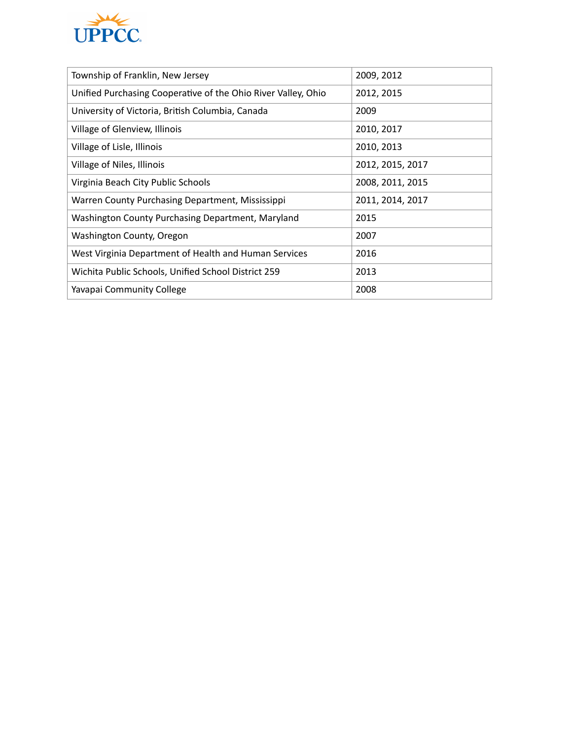| | |
|---|---|
| Township of Franklin, New Jersey | 2009, 2012 |
| Unified Purchasing Cooperative of the Ohio River Valley, Ohio | 2012, 2015 |
| University of Victoria, British Columbia, Canada | 2009 |
| Village of Glenview, Illinois | 2010, 2017 |
| Village of Lisle, Illinois | 2010, 2013 |
| Village of Niles, Illinois | 2012, 2015, 2017 |
| Virginia Beach City Public Schools | 2008, 2011, 2015 |
| Warren County Purchasing Department, Mississippi | 2011, 2014, 2017 |
| Washington County Purchasing Department, Maryland | 2015 |
| Washington County, Oregon | 2007 |
| West Virginia Department of Health and Human Services | 2016 |
| Wichita Public Schools, Unified School District 259 | 2013 |
| Yavapai Community College | 2008 |